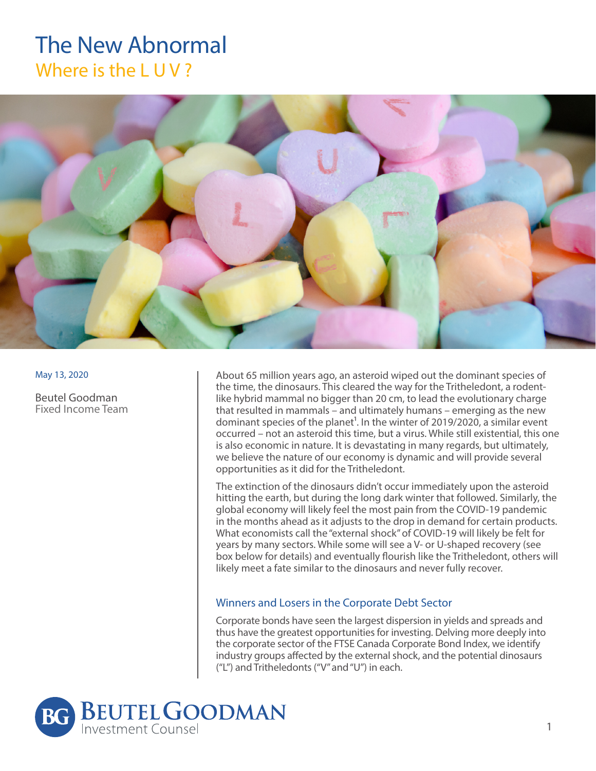# The New Abnormal

## Where is the L U V ?

May 13, 2020

Beutel Goodman
Fixed Income Team

About 65 million years ago, an asteroid wiped out the dominant species of the time, the dinosaurs. This cleared the way for the Tritheledont, a rodent-like hybrid mammal no bigger than 20 cm, to lead the evolutionary charge that resulted in mammals – and ultimately humans – emerging as the new dominant species of the planet[1]. In the winter of 2019/2020, a similar event occurred – not an asteroid this time, but a virus. While still existential, this one is also economic in nature. It is devastating in many regards, but ultimately, we believe the nature of our economy is dynamic and will provide several opportunities as it did for the Tritheledont.

The extinction of the dinosaurs didn't occur immediately upon the asteroid hitting the earth, but during the long dark winter that followed. Similarly, the global economy will likely feel the most pain from the COVID-19 pandemic in the months ahead as it adjusts to the drop in demand for certain products. What economists call the "external shock" of COVID-19 will likely be felt for years by many sectors. While some will see a V- or U-shaped recovery (see box below for details) and eventually flourish like the Tritheledont, others will likely meet a fate similar to the dinosaurs and never fully recover.

### Winners and Losers in the Corporate Debt Sector

Corporate bonds have seen the largest dispersion in yields and spreads and thus have the greatest opportunities for investing. Delving more deeply into the corporate sector of the FTSE Canada Corporate Bond Index, we identify industry groups affected by the external shock, and the potential dinosaurs ("L") and Tritheledonts ("V" and "U") in each.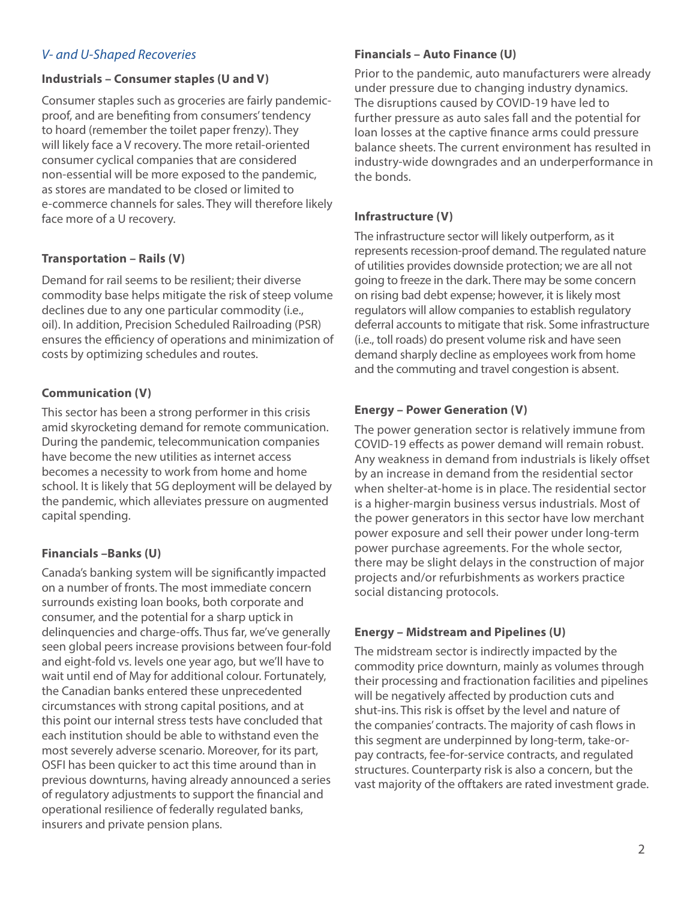*V- and U-Shaped Recoveries*

**Industrials – Consumer staples (U and V)**

Consumer staples such as groceries are fairly pandemic-proof, and are benefiting from consumers' tendency to hoard (remember the toilet paper frenzy). They will likely face a V recovery. The more retail-oriented consumer cyclical companies that are considered non-essential will be more exposed to the pandemic, as stores are mandated to be closed or limited to e-commerce channels for sales. They will therefore likely face more of a U recovery.

**Transportation – Rails (V)**

Demand for rail seems to be resilient; their diverse commodity base helps mitigate the risk of steep volume declines due to any one particular commodity (i.e., oil). In addition, Precision Scheduled Railroading (PSR) ensures the efficiency of operations and minimization of costs by optimizing schedules and routes.

**Communication (V)**

This sector has been a strong performer in this crisis amid skyrocketing demand for remote communication. During the pandemic, telecommunication companies have become the new utilities as internet access becomes a necessity to work from home and home school. It is likely that 5G deployment will be delayed by the pandemic, which alleviates pressure on augmented capital spending.

**Financials –Banks (U)**

Canada's banking system will be significantly impacted on a number of fronts. The most immediate concern surrounds existing loan books, both corporate and consumer, and the potential for a sharp uptick in delinquencies and charge-offs. Thus far, we've generally seen global peers increase provisions between four-fold and eight-fold vs. levels one year ago, but we'll have to wait until end of May for additional colour. Fortunately, the Canadian banks entered these unprecedented circumstances with strong capital positions, and at this point our internal stress tests have concluded that each institution should be able to withstand even the most severely adverse scenario. Moreover, for its part, OSFI has been quicker to act this time around than in previous downturns, having already announced a series of regulatory adjustments to support the financial and operational resilience of federally regulated banks, insurers and private pension plans.

**Financials – Auto Finance (U)**

Prior to the pandemic, auto manufacturers were already under pressure due to changing industry dynamics. The disruptions caused by COVID-19 have led to further pressure as auto sales fall and the potential for loan losses at the captive finance arms could pressure balance sheets. The current environment has resulted in industry-wide downgrades and an underperformance in the bonds.

**Infrastructure (V)**

The infrastructure sector will likely outperform, as it represents recession-proof demand. The regulated nature of utilities provides downside protection; we are all not going to freeze in the dark. There may be some concern on rising bad debt expense; however, it is likely most regulators will allow companies to establish regulatory deferral accounts to mitigate that risk. Some infrastructure (i.e., toll roads) do present volume risk and have seen demand sharply decline as employees work from home and the commuting and travel congestion is absent.

**Energy – Power Generation (V)**

The power generation sector is relatively immune from COVID-19 effects as power demand will remain robust. Any weakness in demand from industrials is likely offset by an increase in demand from the residential sector when shelter-at-home is in place. The residential sector is a higher-margin business versus industrials. Most of the power generators in this sector have low merchant power exposure and sell their power under long-term power purchase agreements. For the whole sector, there may be slight delays in the construction of major projects and/or refurbishments as workers practice social distancing protocols.

**Energy – Midstream and Pipelines (U)**

The midstream sector is indirectly impacted by the commodity price downturn, mainly as volumes through their processing and fractionation facilities and pipelines will be negatively affected by production cuts and shut-ins. This risk is offset by the level and nature of the companies' contracts. The majority of cash flows in this segment are underpinned by long-term, take-or-pay contracts, fee-for-service contracts, and regulated structures. Counterparty risk is also a concern, but the vast majority of the offtakers are rated investment grade.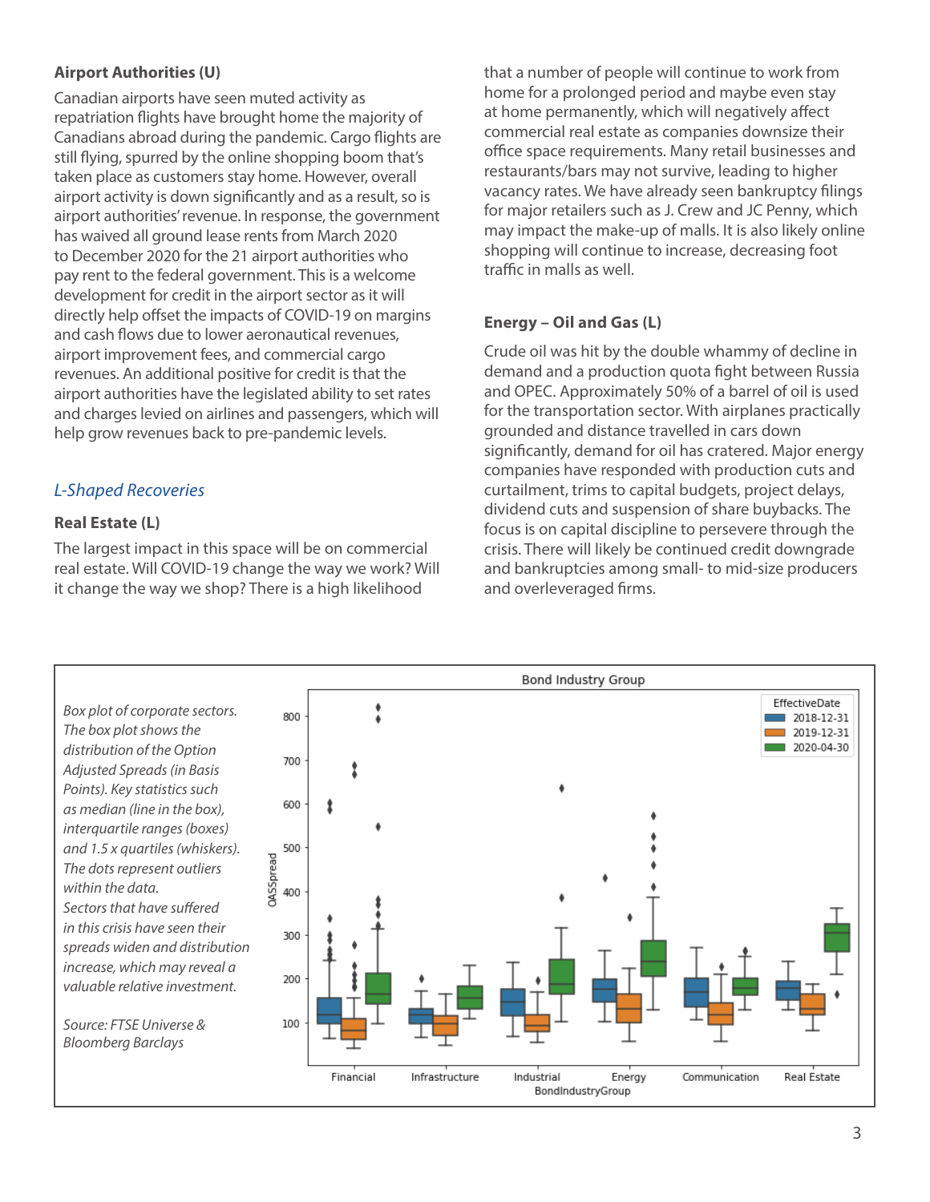### Airport Authorities (U)

Canadian airports have seen muted activity as repatriation flights have brought home the majority of Canadians abroad during the pandemic. Cargo flights are still flying, spurred by the online shopping boom that's taken place as customers stay home. However, overall airport activity is down significantly and as a result, so is airport authorities' revenue. In response, the government has waived all ground lease rents from March 2020 to December 2020 for the 21 airport authorities who pay rent to the federal government. This is a welcome development for credit in the airport sector as it will directly help offset the impacts of COVID-19 on margins and cash flows due to lower aeronautical revenues, airport improvement fees, and commercial cargo revenues. An additional positive for credit is that the airport authorities have the legislated ability to set rates and charges levied on airlines and passengers, which will help grow revenues back to pre-pandemic levels.

## *L-Shaped Recoveries*

### Real Estate (L)

The largest impact in this space will be on commercial real estate. Will COVID-19 change the way we work? Will it change the way we shop? There is a high likelihood that a number of people will continue to work from home for a prolonged period and maybe even stay at home permanently, which will negatively affect commercial real estate as companies downsize their office space requirements. Many retail businesses and restaurants/bars may not survive, leading to higher vacancy rates. We have already seen bankruptcy filings for major retailers such as J. Crew and JC Penny, which may impact the make-up of malls. It is also likely online shopping will continue to increase, decreasing foot traffic in malls as well.

### Energy – Oil and Gas (L)

Crude oil was hit by the double whammy of decline in demand and a production quota fight between Russia and OPEC. Approximately 50% of a barrel of oil is used for the transportation sector. With airplanes practically grounded and distance travelled in cars down significantly, demand for oil has cratered. Major energy companies have responded with production cuts and curtailment, trims to capital budgets, project delays, dividend cuts and suspension of share buybacks. The focus is on capital discipline to persevere through the crisis. There will likely be continued credit downgrade and bankruptcies among small- to mid-size producers and overleveraged firms.

*Box plot of corporate sectors. The box plot shows the distribution of the Option Adjusted Spreads (in Basis Points). Key statistics such as median (line in the box), interquartile ranges (boxes) and 1.5 x quartiles (whiskers). The dots represent outliers within the data. Sectors that have suffered in this crisis have seen their spreads widen and distribution increase, which may reveal a valuable relative investment.*

*Source: FTSE Universe & Bloomberg Barclays*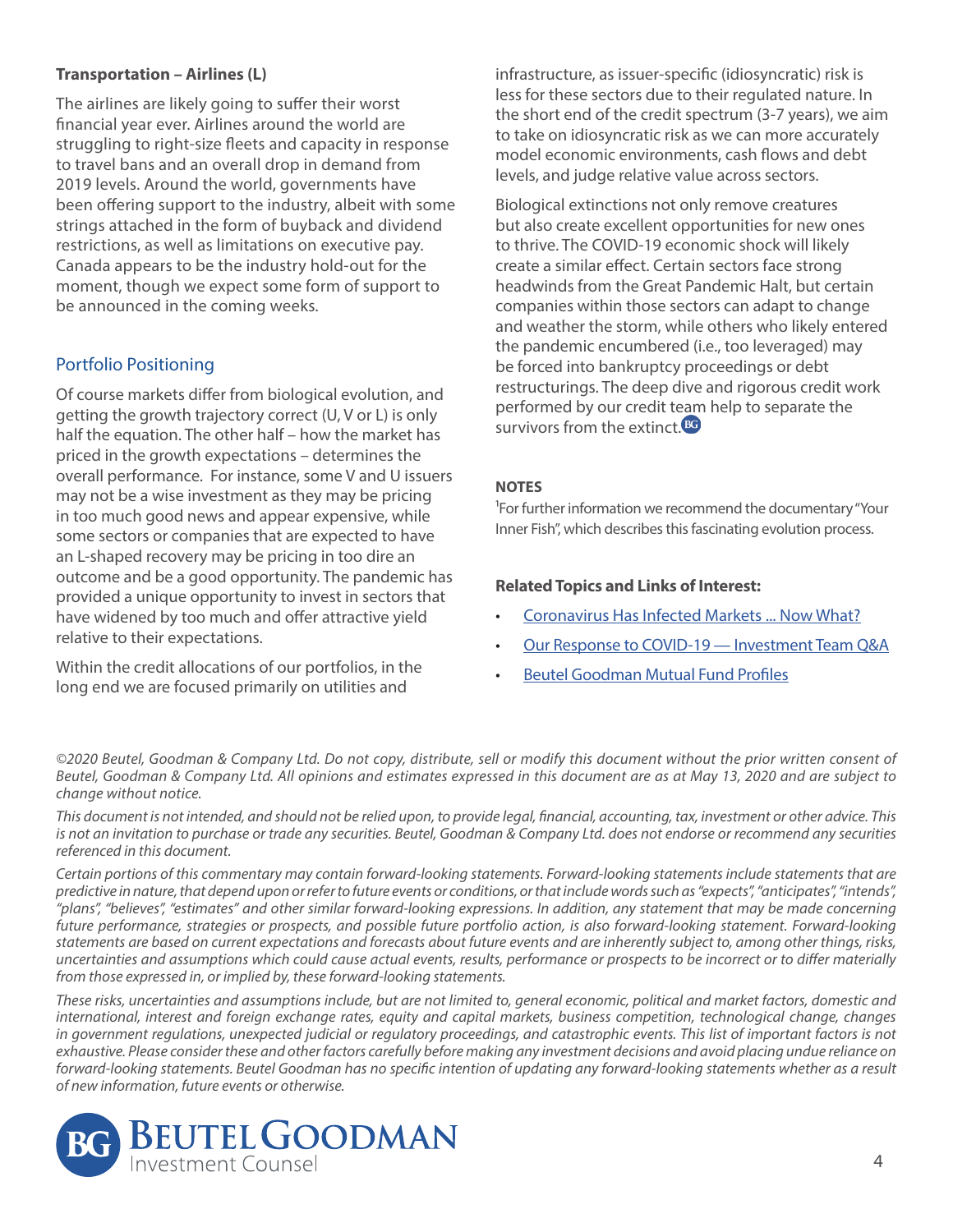**Transportation – Airlines (L)**

The airlines are likely going to suffer their worst financial year ever. Airlines around the world are struggling to right-size fleets and capacity in response to travel bans and an overall drop in demand from 2019 levels. Around the world, governments have been offering support to the industry, albeit with some strings attached in the form of buyback and dividend restrictions, as well as limitations on executive pay. Canada appears to be the industry hold-out for the moment, though we expect some form of support to be announced in the coming weeks.

## Portfolio Positioning

Of course markets differ from biological evolution, and getting the growth trajectory correct (U, V or L) is only half the equation. The other half – how the market has priced in the growth expectations – determines the overall performance. For instance, some V and U issuers may not be a wise investment as they may be pricing in too much good news and appear expensive, while some sectors or companies that are expected to have an L-shaped recovery may be pricing in too dire an outcome and be a good opportunity. The pandemic has provided a unique opportunity to invest in sectors that have widened by too much and offer attractive yield relative to their expectations.

Within the credit allocations of our portfolios, in the long end we are focused primarily on utilities and infrastructure, as issuer-specific (idiosyncratic) risk is less for these sectors due to their regulated nature. In the short end of the credit spectrum (3-7 years), we aim to take on idiosyncratic risk as we can more accurately model economic environments, cash flows and debt levels, and judge relative value across sectors.

Biological extinctions not only remove creatures but also create excellent opportunities for new ones to thrive. The COVID-19 economic shock will likely create a similar effect. Certain sectors face strong headwinds from the Great Pandemic Halt, but certain companies within those sectors can adapt to change and weather the storm, while others who likely entered the pandemic encumbered (i.e., too leveraged) may be forced into bankruptcy proceedings or debt restructurings. The deep dive and rigorous credit work performed by our credit team help to separate the survivors from the extinct.

**NOTES**

[1]For further information we recommend the documentary "Your Inner Fish", which describes this fascinating evolution process.

**Related Topics and Links of Interest:**

- Coronavirus Has Infected Markets ... Now What?
- Our Response to COVID-19 — Investment Team Q&A
- Beutel Goodman Mutual Fund Profiles

*©2020 Beutel, Goodman & Company Ltd. Do not copy, distribute, sell or modify this document without the prior written consent of Beutel, Goodman & Company Ltd. All opinions and estimates expressed in this document are as at May 13, 2020 and are subject to change without notice.*

*This document is not intended, and should not be relied upon, to provide legal, financial, accounting, tax, investment or other advice. This is not an invitation to purchase or trade any securities. Beutel, Goodman & Company Ltd. does not endorse or recommend any securities referenced in this document.*

*Certain portions of this commentary may contain forward-looking statements. Forward-looking statements include statements that are predictive in nature, that depend upon or refer to future events or conditions, or that include words such as "expects", "anticipates", "intends", "plans", "believes", "estimates" and other similar forward-looking expressions. In addition, any statement that may be made concerning future performance, strategies or prospects, and possible future portfolio action, is also forward-looking statement. Forward-looking statements are based on current expectations and forecasts about future events and are inherently subject to, among other things, risks, uncertainties and assumptions which could cause actual events, results, performance or prospects to be incorrect or to differ materially from those expressed in, or implied by, these forward-looking statements.*

*These risks, uncertainties and assumptions include, but are not limited to, general economic, political and market factors, domestic and international, interest and foreign exchange rates, equity and capital markets, business competition, technological change, changes in government regulations, unexpected judicial or regulatory proceedings, and catastrophic events. This list of important factors is not exhaustive. Please consider these and other factors carefully before making any investment decisions and avoid placing undue reliance on forward-looking statements. Beutel Goodman has no specific intention of updating any forward-looking statements whether as a result of new information, future events or otherwise.*

BEUTEL GOODMAN
Investment Counsel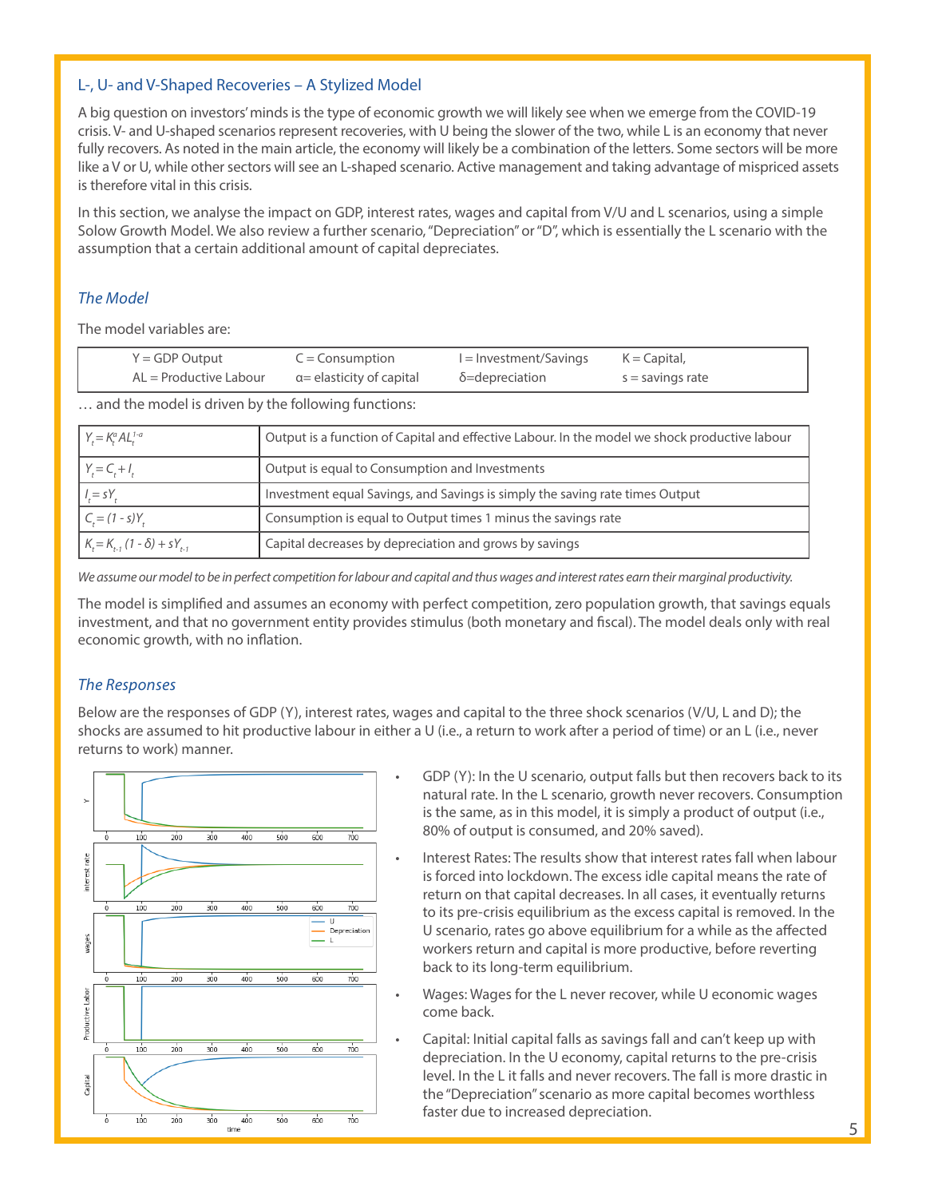## L-, U- and V-Shaped Recoveries – A Stylized Model

A big question on investors' minds is the type of economic growth we will likely see when we emerge from the COVID-19 crisis. V- and U-shaped scenarios represent recoveries, with U being the slower of the two, while L is an economy that never fully recovers. As noted in the main article, the economy will likely be a combination of the letters. Some sectors will be more like a V or U, while other sectors will see an L-shaped scenario. Active management and taking advantage of mispriced assets is therefore vital in this crisis.

In this section, we analyse the impact on GDP, interest rates, wages and capital from V/U and L scenarios, using a simple Solow Growth Model. We also review a further scenario, "Depreciation" or "D", which is essentially the L scenario with the assumption that a certain additional amount of capital depreciates.

### *The Model*

The model variables are:

| | | | |
|---|---|---|---|
| Y = GDP Output | C = Consumption | I = Investment/Savings | K = Capital, |
| AL = Productive Labour | α= elasticity of capital | δ=depreciation | s = savings rate |

… and the model is driven by the following functions:

| | |
|---|---|
| $Y_t = K_t^{\alpha} AL_t^{1-\alpha}$ | Output is a function of Capital and effective Labour. In the model we shock productive labour |
| $Y_t = C_t + I_t$ | Output is equal to Consumption and Investments |
| $I_t = sY_t$ | Investment equal Savings, and Savings is simply the saving rate times Output |
| $C_t = (1 - s)Y_t$ | Consumption is equal to Output times 1 minus the savings rate |
| $K_t = K_{t-1}(1 - \delta) + sY_{t-1}$ | Capital decreases by depreciation and grows by savings |

*We assume our model to be in perfect competition for labour and capital and thus wages and interest rates earn their marginal productivity.*

The model is simplified and assumes an economy with perfect competition, zero population growth, that savings equals investment, and that no government entity provides stimulus (both monetary and fiscal). The model deals only with real economic growth, with no inflation.

### *The Responses*

Below are the responses of GDP (Y), interest rates, wages and capital to the three shock scenarios (V/U, L and D); the shocks are assumed to hit productive labour in either a U (i.e., a return to work after a period of time) or an L (i.e., never returns to work) manner.

Y
interest rate
wages
Productive Labor
Capital
U
Depreciation
L
0 100 200 300 400 500 600 700
time

- GDP (Y): In the U scenario, output falls but then recovers back to its natural rate. In the L scenario, growth never recovers. Consumption is the same, as in this model, it is simply a product of output (i.e., 80% of output is consumed, and 20% saved).
- Interest Rates: The results show that interest rates fall when labour is forced into lockdown. The excess idle capital means the rate of return on that capital decreases. In all cases, it eventually returns to its pre-crisis equilibrium as the excess capital is removed. In the U scenario, rates go above equilibrium for a while as the affected workers return and capital is more productive, before reverting back to its long-term equilibrium.
- Wages: Wages for the L never recover, while U economic wages come back.
- Capital: Initial capital falls as savings fall and can't keep up with depreciation. In the U economy, capital returns to the pre-crisis level. In the L it falls and never recovers. The fall is more drastic in the "Depreciation" scenario as more capital becomes worthless faster due to increased depreciation.